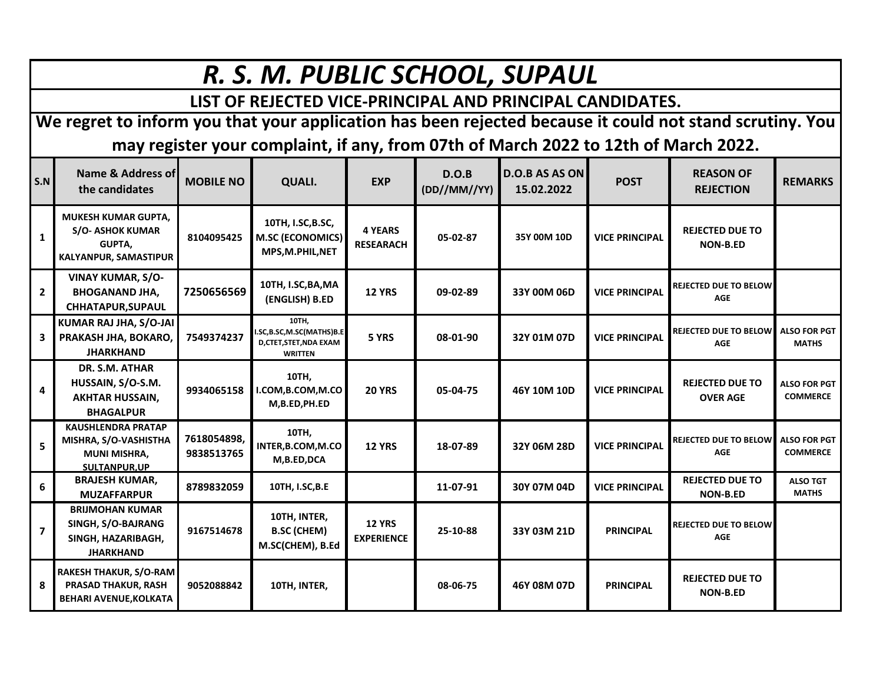# R. S. M. PUBLIC SCHOOL, SUPAUL

## LIST OF REJECTED VICE-PRINCIPAL AND PRINCIPAL CANDIDATES.

**We regret to inform you that your application has been rejected because it could not stand scrutiny. You may register your complaint, if any, from 07th of March 2022 to 12th of March 2022.**

| S.N | Name & Address of the candidates | MOBILE NO | QUALI. | EXP | D.O.B (DD//MM//YY) | D.O.B AS AS ON 15.02.2022 | POST | REASON OF REJECTION | REMARKS |
|---|---|---|---|---|---|---|---|---|---|
| 1 | MUKESH KUMAR GUPTA, S/O- ASHOK KUMAR GUPTA, KALYANPUR, SAMASTIPUR | 8104095425 | 10TH, I.SC,B.SC, M.SC (ECONOMICS) MPS,M.PHIL,NET | 4 YEARS RESEARACH | 05-02-87 | 35Y 00M 10D | VICE PRINCIPAL | REJECTED DUE TO NON-B.ED | |
| 2 | VINAY KUMAR, S/O-BHOGANAND JHA, CHHATAPUR,SUPAUL | 7250656569 | 10TH, I.SC,BA,MA (ENGLISH) B.ED | 12 YRS | 09-02-89 | 33Y 00M 06D | VICE PRINCIPAL | REJECTED DUE TO BELOW AGE | |
| 3 | KUMAR RAJ JHA, S/O-JAI PRAKASH JHA, BOKARO, JHARKHAND | 7549374237 | 10TH, I.SC,B.SC,M.SC(MATHS)B.ED,CTET,STET,NDA EXAM WRITTEN | 5 YRS | 08-01-90 | 32Y 01M 07D | VICE PRINCIPAL | REJECTED DUE TO BELOW AGE | ALSO FOR PGT MATHS |
| 4 | DR. S.M. ATHAR HUSSAIN, S/O-S.M. AKHTAR HUSSAIN, BHAGALPUR | 9934065158 | 10TH, I.COM,B.COM,M.COM,B.ED,PH.ED | 20 YRS | 05-04-75 | 46Y 10M 10D | VICE PRINCIPAL | REJECTED DUE TO OVER AGE | ALSO FOR PGT COMMERCE |
| 5 | KAUSHLENDRA PRATAP MISHRA, S/O-VASHISTHA MUNI MISHRA, SULTANPUR,UP | 7618054898, 9838513765 | 10TH, INTER,B.COM,M.COM,B.ED,DCA | 12 YRS | 18-07-89 | 32Y 06M 28D | VICE PRINCIPAL | REJECTED DUE TO BELOW AGE | ALSO FOR PGT COMMERCE |
| 6 | BRAJESH KUMAR, MUZAFFARPUR | 8789832059 | 10TH, I.SC,B.E | | 11-07-91 | 30Y 07M 04D | VICE PRINCIPAL | REJECTED DUE TO NON-B.ED | ALSO TGT MATHS |
| 7 | BRIJMOHAN KUMAR SINGH, S/O-BAJRANG SINGH, HAZARIBAGH, JHARKHAND | 9167514678 | 10TH, INTER, B.SC (CHEM) M.SC(CHEM), B.Ed | 12 YRS EXPERIENCE | 25-10-88 | 33Y 03M 21D | PRINCIPAL | REJECTED DUE TO BELOW AGE | |
| 8 | RAKESH THAKUR, S/O-RAM PRASAD THAKUR, RASH BEHARI AVENUE,KOLKATA | 9052088842 | 10TH, INTER, | | 08-06-75 | 46Y 08M 07D | PRINCIPAL | REJECTED DUE TO NON-B.ED | |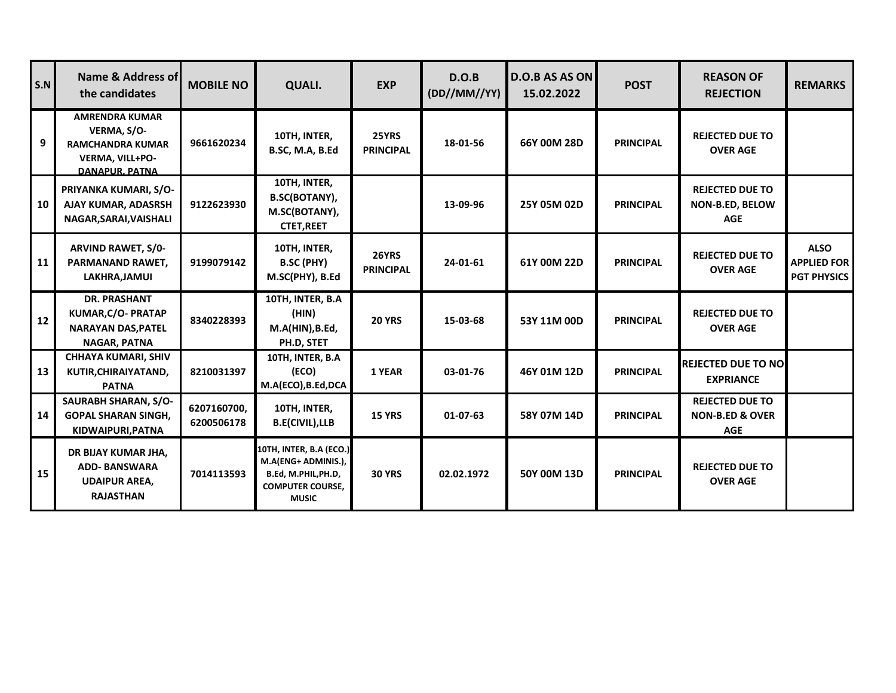| S.N | Name & Address of the candidates | MOBILE NO | QUALI. | EXP | D.O.B (DD//MM//YY) | D.O.B AS AS ON 15.02.2022 | POST | REASON OF REJECTION | REMARKS |
|---|---|---|---|---|---|---|---|---|---|
| 9 | AMRENDRA KUMAR VERMA, S/O-RAMCHANDRA KUMAR VERMA, VILL+PO-DANAPUR, PATNA | 9661620234 | 10TH, INTER, B.SC, M.A, B.Ed | 25YRS PRINCIPAL | 18-01-56 | 66Y 00M 28D | PRINCIPAL | REJECTED DUE TO OVER AGE | |
| 10 | PRIYANKA KUMARI, S/O-AJAY KUMAR, ADASRSH NAGAR,SARAI,VAISHALI | 9122623930 | 10TH, INTER, B.SC(BOTANY), M.SC(BOTANY), CTET,REET | | 13-09-96 | 25Y 05M 02D | PRINCIPAL | REJECTED DUE TO NON-B.ED, BELOW AGE | |
| 11 | ARVIND RAWET, S/0-PARMANAND RAWET, LAKHRA,JAMUI | 9199079142 | 10TH, INTER, B.SC (PHY) M.SC(PHY), B.Ed | 26YRS PRINCIPAL | 24-01-61 | 61Y 00M 22D | PRINCIPAL | REJECTED DUE TO OVER AGE | ALSO APPLIED FOR PGT PHYSICS |
| 12 | DR. PRASHANT KUMAR,C/O- PRATAP NARAYAN DAS,PATEL NAGAR, PATNA | 8340228393 | 10TH, INTER, B.A (HIN) M.A(HIN),B.Ed, PH.D, STET | 20 YRS | 15-03-68 | 53Y 11M 00D | PRINCIPAL | REJECTED DUE TO OVER AGE | |
| 13 | CHHAYA KUMARI, SHIV KUTIR,CHIRAIYATAND, PATNA | 8210031397 | 10TH, INTER, B.A (ECO) M.A(ECO),B.Ed,DCA | 1 YEAR | 03-01-76 | 46Y 01M 12D | PRINCIPAL | REJECTED DUE TO NO EXPRIANCE | |
| 14 | SAURABH SHARAN, S/O-GOPAL SHARAN SINGH, KIDWAIPURI,PATNA | 6207160700, 6200506178 | 10TH, INTER, B.E(CIVIL),LLB | 15 YRS | 01-07-63 | 58Y 07M 14D | PRINCIPAL | REJECTED DUE TO NON-B.ED & OVER AGE | |
| 15 | DR BIJAY KUMAR JHA, ADD- BANSWARA UDAIPUR AREA, RAJASTHAN | 7014113593 | 10TH, INTER, B.A (ECO.) M.A(ENG+ ADMINIS.), B.Ed, M.PHIL,PH.D, COMPUTER COURSE, MUSIC | 30 YRS | 02.02.1972 | 50Y 00M 13D | PRINCIPAL | REJECTED DUE TO OVER AGE | |